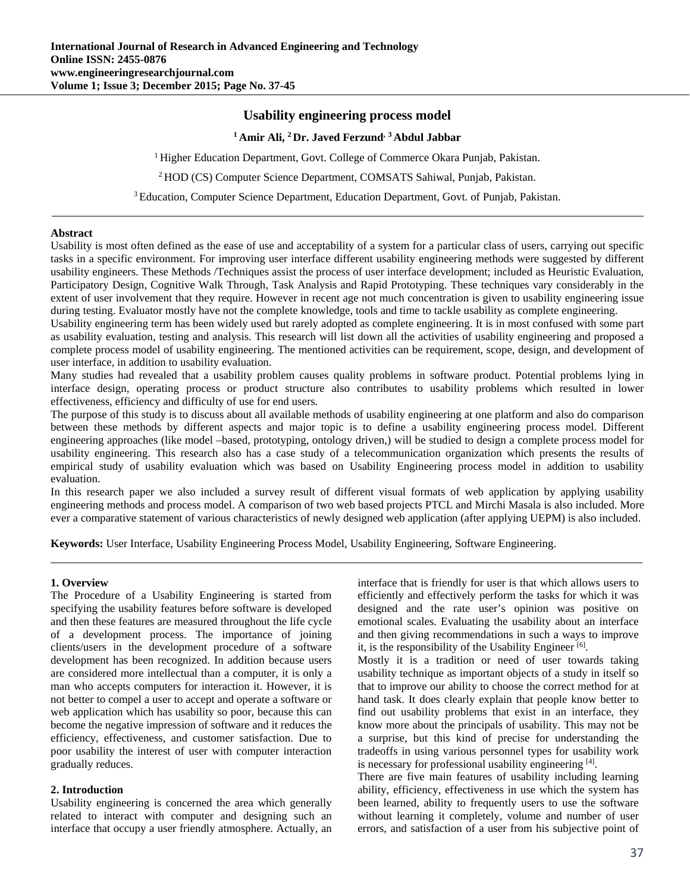# Usability engineering process model

**[1] Amir Ali, [2] Dr. Javed Ferzund, [3] Abdul Jabbar**

[1] Higher Education Department, Govt. College of Commerce Okara Punjab, Pakistan.

[2] HOD (CS) Computer Science Department, COMSATS Sahiwal, Punjab, Pakistan.

[3] Education, Computer Science Department, Education Department, Govt. of Punjab, Pakistan.

---

**Abstract**

Usability is most often defined as the ease of use and acceptability of a system for a particular class of users, carrying out specific tasks in a specific environment. For improving user interface different usability engineering methods were suggested by different usability engineers. These Methods /Techniques assist the process of user interface development; included as Heuristic Evaluation, Participatory Design, Cognitive Walk Through, Task Analysis and Rapid Prototyping. These techniques vary considerably in the extent of user involvement that they require. However in recent age not much concentration is given to usability engineering issue during testing. Evaluator mostly have not the complete knowledge, tools and time to tackle usability as complete engineering.

Usability engineering term has been widely used but rarely adopted as complete engineering. It is in most confused with some part as usability evaluation, testing and analysis. This research will list down all the activities of usability engineering and proposed a complete process model of usability engineering. The mentioned activities can be requirement, scope, design, and development of user interface, in addition to usability evaluation.

Many studies had revealed that a usability problem causes quality problems in software product. Potential problems lying in interface design, operating process or product structure also contributes to usability problems which resulted in lower effectiveness, efficiency and difficulty of use for end users.

The purpose of this study is to discuss about all available methods of usability engineering at one platform and also do comparison between these methods by different aspects and major topic is to define a usability engineering process model. Different engineering approaches (like model –based, prototyping, ontology driven,) will be studied to design a complete process model for usability engineering. This research also has a case study of a telecommunication organization which presents the results of empirical study of usability evaluation which was based on Usability Engineering process model in addition to usability evaluation.

In this research paper we also included a survey result of different visual formats of web application by applying usability engineering methods and process model. A comparison of two web based projects PTCL and Mirchi Masala is also included. More ever a comparative statement of various characteristics of newly designed web application (after applying UEPM) is also included.

**Keywords:** User Interface, Usability Engineering Process Model, Usability Engineering, Software Engineering.

---

## 1. Overview

The Procedure of a Usability Engineering is started from specifying the usability features before software is developed and then these features are measured throughout the life cycle of a development process. The importance of joining clients/users in the development procedure of a software development has been recognized. In addition because users are considered more intellectual than a computer, it is only a man who accepts computers for interaction it. However, it is not better to compel a user to accept and operate a software or web application which has usability so poor, because this can become the negative impression of software and it reduces the efficiency, effectiveness, and customer satisfaction. Due to poor usability the interest of user with computer interaction gradually reduces.

## 2. Introduction

Usability engineering is concerned the area which generally related to interact with computer and designing such an interface that occupy a user friendly atmosphere. Actually, an interface that is friendly for user is that which allows users to efficiently and effectively perform the tasks for which it was designed and the rate user's opinion was positive on emotional scales. Evaluating the usability about an interface and then giving recommendations in such a ways to improve it, is the responsibility of the Usability Engineer [6].

Mostly it is a tradition or need of user towards taking usability technique as important objects of a study in itself so that to improve our ability to choose the correct method for at hand task. It does clearly explain that people know better to find out usability problems that exist in an interface, they know more about the principals of usability. This may not be a surprise, but this kind of precise for understanding the tradeoffs in using various personnel types for usability work is necessary for professional usability engineering [4].

There are five main features of usability including learning ability, efficiency, effectiveness in use which the system has been learned, ability to frequently users to use the software without learning it completely, volume and number of user errors, and satisfaction of a user from his subjective point of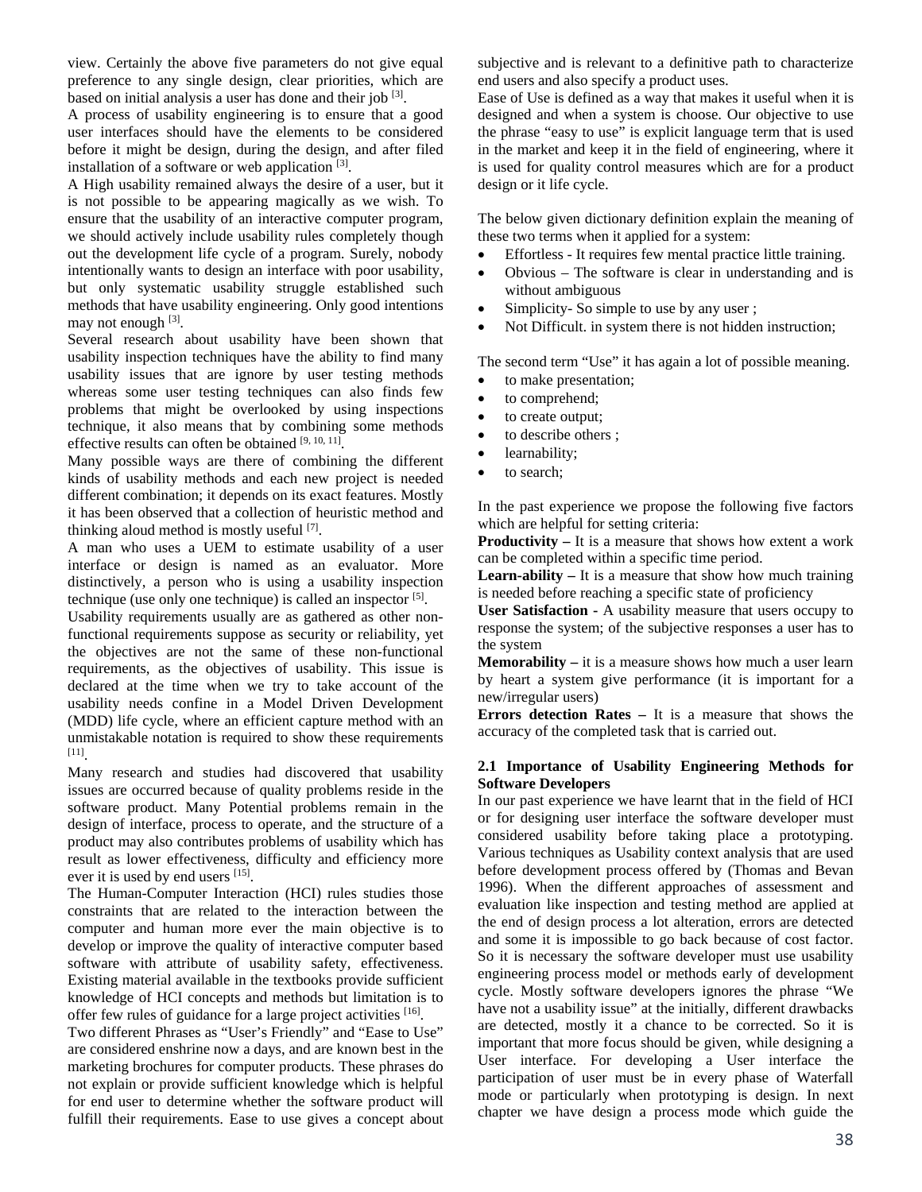view. Certainly the above five parameters do not give equal preference to any single design, clear priorities, which are based on initial analysis a user has done and their job [3].

A process of usability engineering is to ensure that a good user interfaces should have the elements to be considered before it might be design, during the design, and after filed installation of a software or web application [3].

A High usability remained always the desire of a user, but it is not possible to be appearing magically as we wish. To ensure that the usability of an interactive computer program, we should actively include usability rules completely though out the development life cycle of a program. Surely, nobody intentionally wants to design an interface with poor usability, but only systematic usability struggle established such methods that have usability engineering. Only good intentions may not enough [3].

Several research about usability have been shown that usability inspection techniques have the ability to find many usability issues that are ignore by user testing methods whereas some user testing techniques can also finds few problems that might be overlooked by using inspections technique, it also means that by combining some methods effective results can often be obtained [9, 10, 11].

Many possible ways are there of combining the different kinds of usability methods and each new project is needed different combination; it depends on its exact features. Mostly it has been observed that a collection of heuristic method and thinking aloud method is mostly useful [7].

A man who uses a UEM to estimate usability of a user interface or design is named as an evaluator. More distinctively, a person who is using a usability inspection technique (use only one technique) is called an inspector [5].

Usability requirements usually are as gathered as other non-functional requirements suppose as security or reliability, yet the objectives are not the same of these non-functional requirements, as the objectives of usability. This issue is declared at the time when we try to take account of the usability needs confine in a Model Driven Development (MDD) life cycle, where an efficient capture method with an unmistakable notation is required to show these requirements [11].

Many research and studies had discovered that usability issues are occurred because of quality problems reside in the software product. Many Potential problems remain in the design of interface, process to operate, and the structure of a product may also contributes problems of usability which has result as lower effectiveness, difficulty and efficiency more ever it is used by end users [15].

The Human-Computer Interaction (HCI) rules studies those constraints that are related to the interaction between the computer and human more ever the main objective is to develop or improve the quality of interactive computer based software with attribute of usability safety, effectiveness. Existing material available in the textbooks provide sufficient knowledge of HCI concepts and methods but limitation is to offer few rules of guidance for a large project activities [16].

Two different Phrases as "User's Friendly" and "Ease to Use" are considered enshrine now a days, and are known best in the marketing brochures for computer products. These phrases do not explain or provide sufficient knowledge which is helpful for end user to determine whether the software product will fulfill their requirements. Ease to use gives a concept about subjective and is relevant to a definitive path to characterize end users and also specify a product uses.

Ease of Use is defined as a way that makes it useful when it is designed and when a system is choose. Our objective to use the phrase "easy to use" is explicit language term that is used in the market and keep it in the field of engineering, where it is used for quality control measures which are for a product design or it life cycle.

The below given dictionary definition explain the meaning of these two terms when it applied for a system:

- Effortless - It requires few mental practice little training.
- Obvious – The software is clear in understanding and is without ambiguous
- Simplicity- So simple to use by any user ;
- Not Difficult. in system there is not hidden instruction;

The second term "Use" it has again a lot of possible meaning.

- to make presentation;
- to comprehend;
- to create output;
- to describe others ;
- learnability;
- to search;

In the past experience we propose the following five factors which are helpful for setting criteria:

**Productivity –** It is a measure that shows how extent a work can be completed within a specific time period.

**Learn-ability –** It is a measure that show how much training is needed before reaching a specific state of proficiency

**User Satisfaction -** A usability measure that users occupy to response the system; of the subjective responses a user has to the system

**Memorability –** it is a measure shows how much a user learn by heart a system give performance (it is important for a new/irregular users)

**Errors detection Rates –** It is a measure that shows the accuracy of the completed task that is carried out.

### 2.1 Importance of Usability Engineering Methods for Software Developers

In our past experience we have learnt that in the field of HCI or for designing user interface the software developer must considered usability before taking place a prototyping. Various techniques as Usability context analysis that are used before development process offered by (Thomas and Bevan 1996). When the different approaches of assessment and evaluation like inspection and testing method are applied at the end of design process a lot alteration, errors are detected and some it is impossible to go back because of cost factor. So it is necessary the software developer must use usability engineering process model or methods early of development cycle. Mostly software developers ignores the phrase "We have not a usability issue" at the initially, different drawbacks are detected, mostly it a chance to be corrected. So it is important that more focus should be given, while designing a User interface. For developing a User interface the participation of user must be in every phase of Waterfall mode or particularly when prototyping is design. In next chapter we have design a process mode which guide the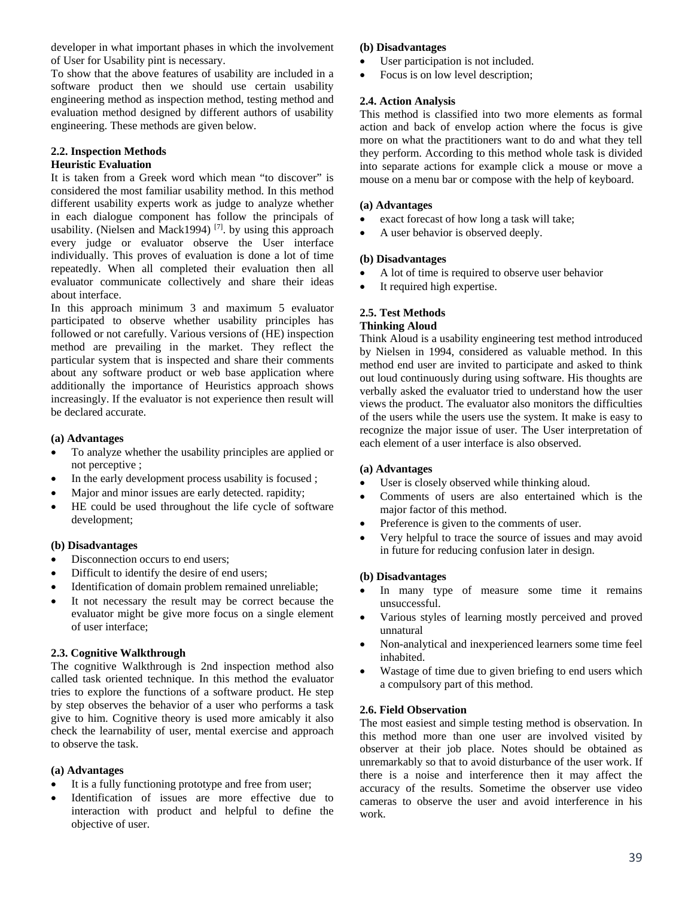developer in what important phases in which the involvement of User for Usability pint is necessary.

To show that the above features of usability are included in a software product then we should use certain usability engineering method as inspection method, testing method and evaluation method designed by different authors of usability engineering. These methods are given below.

### 2.2. Inspection Methods

#### Heuristic Evaluation

It is taken from a Greek word which mean "to discover" is considered the most familiar usability method. In this method different usability experts work as judge to analyze whether in each dialogue component has follow the principals of usability. (Nielsen and Mack1994) [7]. by using this approach every judge or evaluator observe the User interface individually. This proves of evaluation is done a lot of time repeatedly. When all completed their evaluation then all evaluator communicate collectively and share their ideas about interface.

In this approach minimum 3 and maximum 5 evaluator participated to observe whether usability principles has followed or not carefully. Various versions of (HE) inspection method are prevailing in the market. They reflect the particular system that is inspected and share their comments about any software product or web base application where additionally the importance of Heuristics approach shows increasingly. If the evaluator is not experience then result will be declared accurate.

**(a) Advantages**

- To analyze whether the usability principles are applied or not perceptive ;
- In the early development process usability is focused ;
- Major and minor issues are early detected. rapidity;
- HE could be used throughout the life cycle of software development;

**(b) Disadvantages**

- Disconnection occurs to end users;
- Difficult to identify the desire of end users;
- Identification of domain problem remained unreliable;
- It not necessary the result may be correct because the evaluator might be give more focus on a single element of user interface;

### 2.3. Cognitive Walkthrough

The cognitive Walkthrough is 2nd inspection method also called task oriented technique. In this method the evaluator tries to explore the functions of a software product. He step by step observes the behavior of a user who performs a task give to him. Cognitive theory is used more amicably it also check the learnability of user, mental exercise and approach to observe the task.

**(a) Advantages**

- It is a fully functioning prototype and free from user;
- Identification of issues are more effective due to interaction with product and helpful to define the objective of user.

**(b) Disadvantages**

- User participation is not included.
- Focus is on low level description;

### 2.4. Action Analysis

This method is classified into two more elements as formal action and back of envelop action where the focus is give more on what the practitioners want to do and what they tell they perform. According to this method whole task is divided into separate actions for example click a mouse or move a mouse on a menu bar or compose with the help of keyboard.

**(a) Advantages**

- exact forecast of how long a task will take;
- A user behavior is observed deeply.

**(b) Disadvantages**

- A lot of time is required to observe user behavior
- It required high expertise.

### 2.5. Test Methods

#### Thinking Aloud

Think Aloud is a usability engineering test method introduced by Nielsen in 1994, considered as valuable method. In this method end user are invited to participate and asked to think out loud continuously during using software. His thoughts are verbally asked the evaluator tried to understand how the user views the product. The evaluator also monitors the difficulties of the users while the users use the system. It make is easy to recognize the major issue of user. The User interpretation of each element of a user interface is also observed.

**(a) Advantages**

- User is closely observed while thinking aloud.
- Comments of users are also entertained which is the major factor of this method.
- Preference is given to the comments of user.
- Very helpful to trace the source of issues and may avoid in future for reducing confusion later in design.

**(b) Disadvantages**

- In many type of measure some time it remains unsuccessful.
- Various styles of learning mostly perceived and proved unnatural
- Non-analytical and inexperienced learners some time feel inhabited.
- Wastage of time due to given briefing to end users which a compulsory part of this method.

### 2.6. Field Observation

The most easiest and simple testing method is observation. In this method more than one user are involved visited by observer at their job place. Notes should be obtained as unremarkably so that to avoid disturbance of the user work. If there is a noise and interference then it may affect the accuracy of the results. Sometime the observer use video cameras to observe the user and avoid interference in his work.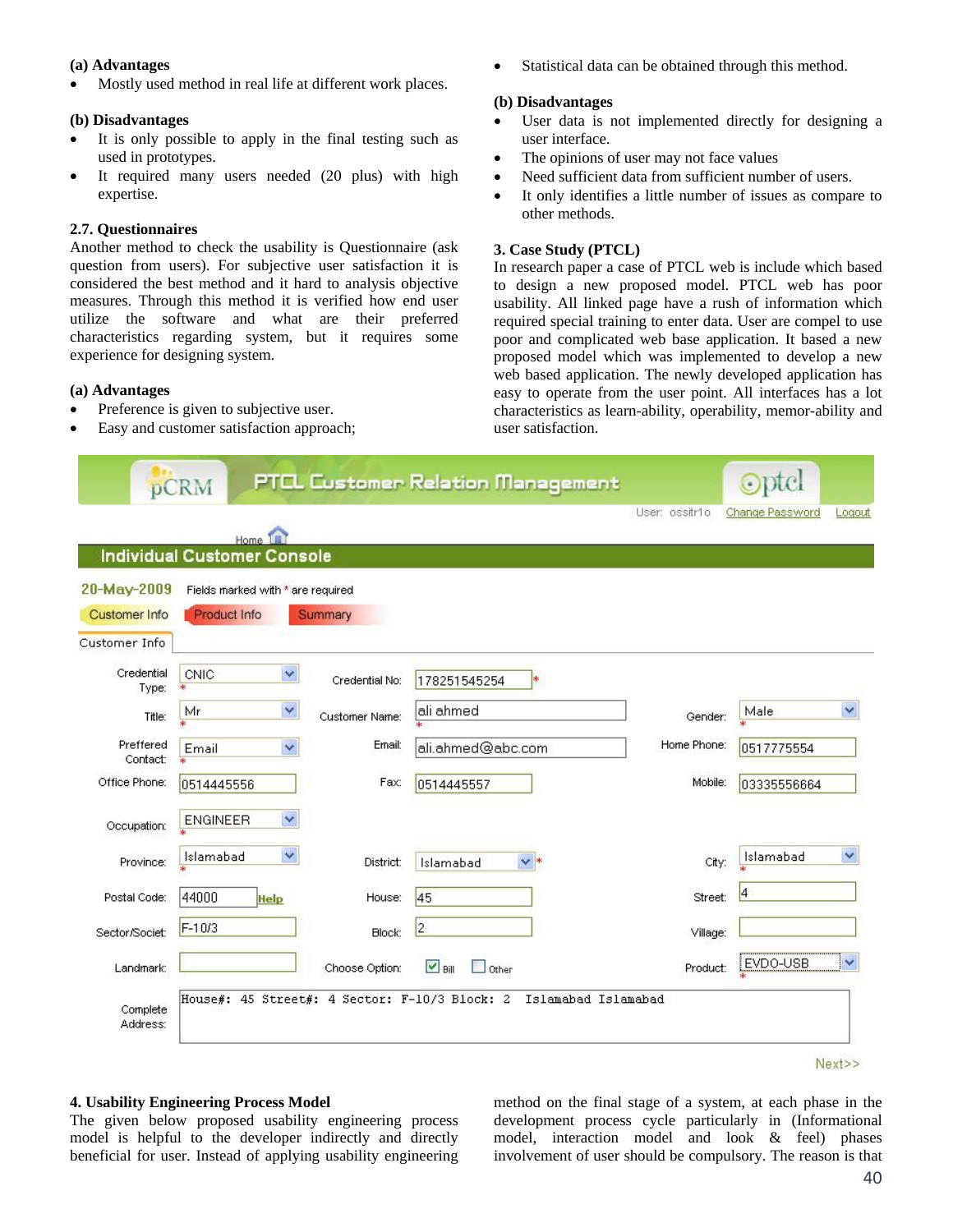**(a) Advantages**

- Mostly used method in real life at different work places.

**(b) Disadvantages**

- It is only possible to apply in the final testing such as used in prototypes.
- It required many users needed (20 plus) with high expertise.

### 2.7. Questionnaires

Another method to check the usability is Questionnaire (ask question from users). For subjective user satisfaction it is considered the best method and it hard to analysis objective measures. Through this method it is verified how end user utilize the software and what are their preferred characteristics regarding system, but it requires some experience for designing system.

**(a) Advantages**

- Preference is given to subjective user.
- Easy and customer satisfaction approach;
- Statistical data can be obtained through this method.

**(b) Disadvantages**

- User data is not implemented directly for designing a user interface.
- The opinions of user may not face values
- Need sufficient data from sufficient number of users.
- It only identifies a little number of issues as compare to other methods.

## 3. Case Study (PTCL)

In research paper a case of PTCL web is include which based to design a new proposed model. PTCL web has poor usability. All linked page have a rush of information which required special training to enter data. User are compel to use poor and complicated web base application. It based a new proposed model which was implemented to develop a new web based application. The newly developed application has easy to operate from the user point. All interfaces has a lot characteristics as learn-ability, operability, memor-ability and user satisfaction.

## 4. Usability Engineering Process Model

The given below proposed usability engineering process model is helpful to the developer indirectly and directly beneficial for user. Instead of applying usability engineering method on the final stage of a system, at each phase in the development process cycle particularly in (Informational model, interaction model and look & feel) phases involvement of user should be compulsory. The reason is that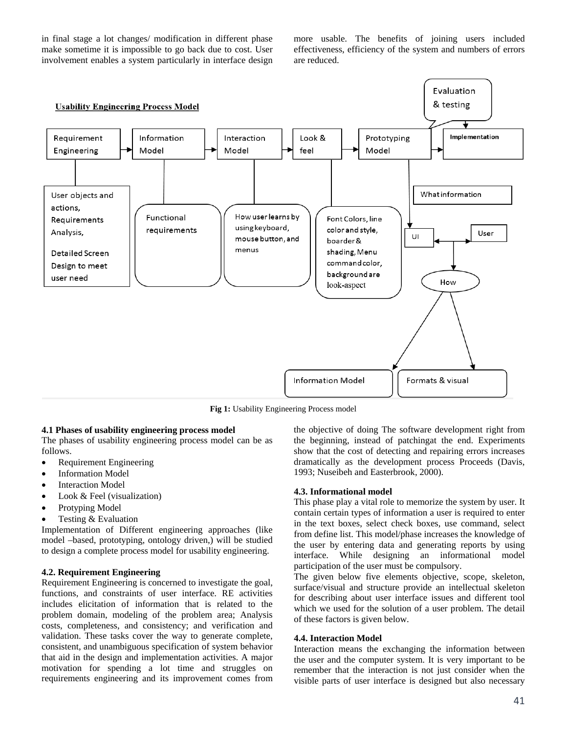in final stage a lot changes/ modification in different phase make sometime it is impossible to go back due to cost. User involvement enables a system particularly in interface design more usable. The benefits of joining users included effectiveness, efficiency of the system and numbers of errors are reduced.

**Usability Engineering Process Model**

Requirement Engineering → Information Model → Interaction Model → Look & feel → Prototyping Model → Implementation

Evaluation & testing

User objects and actions, Requirements Analysis, Detailed Screen Design to meet user need

Functional requirements

How user learns by using keyboard, mouse button, and menus

Font Colors, line color and style, boarder & shading, Menu command color, background are look-aspect

What information

UI ↔ User

How

Information Model

Formats & visual

**Fig 1:** Usability Engineering Process model

#### 4.1 Phases of usability engineering process model

The phases of usability engineering process model can be as follows.

- Requirement Engineering
- Information Model
- Interaction Model
- Look & Feel (visualization)
- Protyping Model
- Testing & Evaluation

Implementation of Different engineering approaches (like model –based, prototyping, ontology driven,) will be studied to design a complete process model for usability engineering.

#### 4.2. Requirement Engineering

Requirement Engineering is concerned to investigate the goal, functions, and constraints of user interface. RE activities includes elicitation of information that is related to the problem domain, modeling of the problem area; Analysis costs, completeness, and consistency; and verification and validation. These tasks cover the way to generate complete, consistent, and unambiguous specification of system behavior that aid in the design and implementation activities. A major motivation for spending a lot time and struggles on requirements engineering and its improvement comes from the objective of doing The software development right from the beginning, instead of patchingat the end. Experiments show that the cost of detecting and repairing errors increases dramatically as the development process Proceeds (Davis, 1993; Nuseibeh and Easterbrook, 2000).

#### 4.3. Informational model

This phase play a vital role to memorize the system by user. It contain certain types of information a user is required to enter in the text boxes, select check boxes, use command, select from define list. This model/phase increases the knowledge of the user by entering data and generating reports by using interface. While designing an informational model participation of the user must be compulsory.

The given below five elements objective, scope, skeleton, surface/visual and structure provide an intellectual skeleton for describing about user interface issues and different tool which we used for the solution of a user problem. The detail of these factors is given below.

#### 4.4. Interaction Model

Interaction means the exchanging the information between the user and the computer system. It is very important to be remember that the interaction is not just consider when the visible parts of user interface is designed but also necessary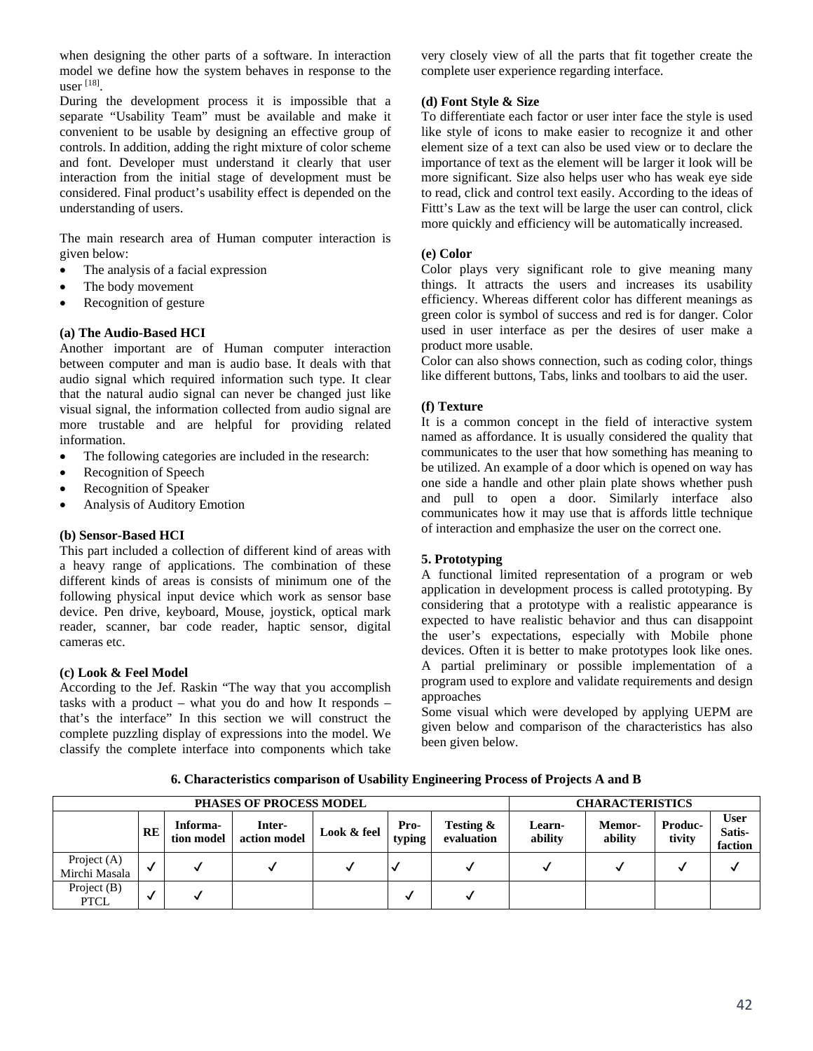when designing the other parts of a software. In interaction model we define how the system behaves in response to the user [18].

During the development process it is impossible that a separate "Usability Team" must be available and make it convenient to be usable by designing an effective group of controls. In addition, adding the right mixture of color scheme and font. Developer must understand it clearly that user interaction from the initial stage of development must be considered. Final product's usability effect is depended on the understanding of users.

The main research area of Human computer interaction is given below:

- The analysis of a facial expression
- The body movement
- Recognition of gesture

**(a) The Audio-Based HCI**

Another important are of Human computer interaction between computer and man is audio base. It deals with that audio signal which required information such type. It clear that the natural audio signal can never be changed just like visual signal, the information collected from audio signal are more trustable and are helpful for providing related information.

- The following categories are included in the research:
- Recognition of Speech
- Recognition of Speaker
- Analysis of Auditory Emotion

**(b) Sensor-Based HCI**

This part included a collection of different kind of areas with a heavy range of applications. The combination of these different kinds of areas is consists of minimum one of the following physical input device which work as sensor base device. Pen drive, keyboard, Mouse, joystick, optical mark reader, scanner, bar code reader, haptic sensor, digital cameras etc.

**(c) Look & Feel Model**

According to the Jef. Raskin "The way that you accomplish tasks with a product – what you do and how It responds – that's the interface" In this section we will construct the complete puzzling display of expressions into the model. We classify the complete interface into components which take very closely view of all the parts that fit together create the complete user experience regarding interface.

**(d) Font Style & Size**

To differentiate each factor or user inter face the style is used like style of icons to make easier to recognize it and other element size of a text can also be used view or to declare the importance of text as the element will be larger it look will be more significant. Size also helps user who has weak eye side to read, click and control text easily. According to the ideas of Fittt's Law as the text will be large the user can control, click more quickly and efficiency will be automatically increased.

**(e) Color**

Color plays very significant role to give meaning many things. It attracts the users and increases its usability efficiency. Whereas different color has different meanings as green color is symbol of success and red is for danger. Color used in user interface as per the desires of user make a product more usable.

Color can also shows connection, such as coding color, things like different buttons, Tabs, links and toolbars to aid the user.

**(f) Texture**

It is a common concept in the field of interactive system named as affordance. It is usually considered the quality that communicates to the user that how something has meaning to be utilized. An example of a door which is opened on way has one side a handle and other plain plate shows whether push and pull to open a door. Similarly interface also communicates how it may use that is affords little technique of interaction and emphasize the user on the correct one.

**5. Prototyping**

A functional limited representation of a program or web application in development process is called prototyping. By considering that a prototype with a realistic appearance is expected to have realistic behavior and thus can disappoint the user's expectations, especially with Mobile phone devices. Often it is better to make prototypes look like ones. A partial preliminary or possible implementation of a program used to explore and validate requirements and design approaches

Some visual which were developed by applying UEPM are given below and comparison of the characteristics has also been given below.

**6. Characteristics comparison of Usability Engineering Process of Projects A and B**

| | PHASES OF PROCESS MODEL | | | | | | CHARACTERISTICS | | | |
|---|---|---|---|---|---|---|---|---|---|---|
| | RE | Information model | Interaction model | Look & feel | Prototyping | Testing & evaluation | Learnability | Memorability | Productivity | User Satisfaction |
| Project (A) Mirchi Masala | ✓ | ✓ | ✓ | ✓ | ✓ | ✓ | ✓ | ✓ | ✓ | ✓ |
| Project (B) PTCL | ✓ | ✓ | | | ✓ | ✓ | | | | |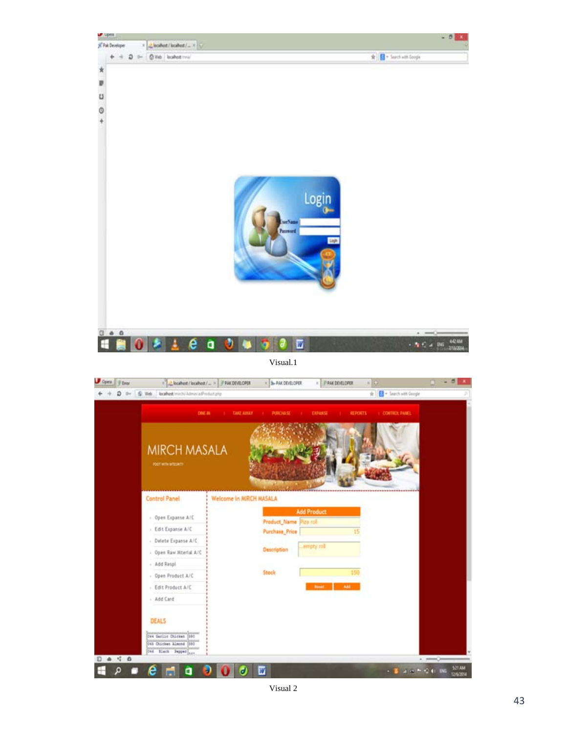Visual.1

Visual 2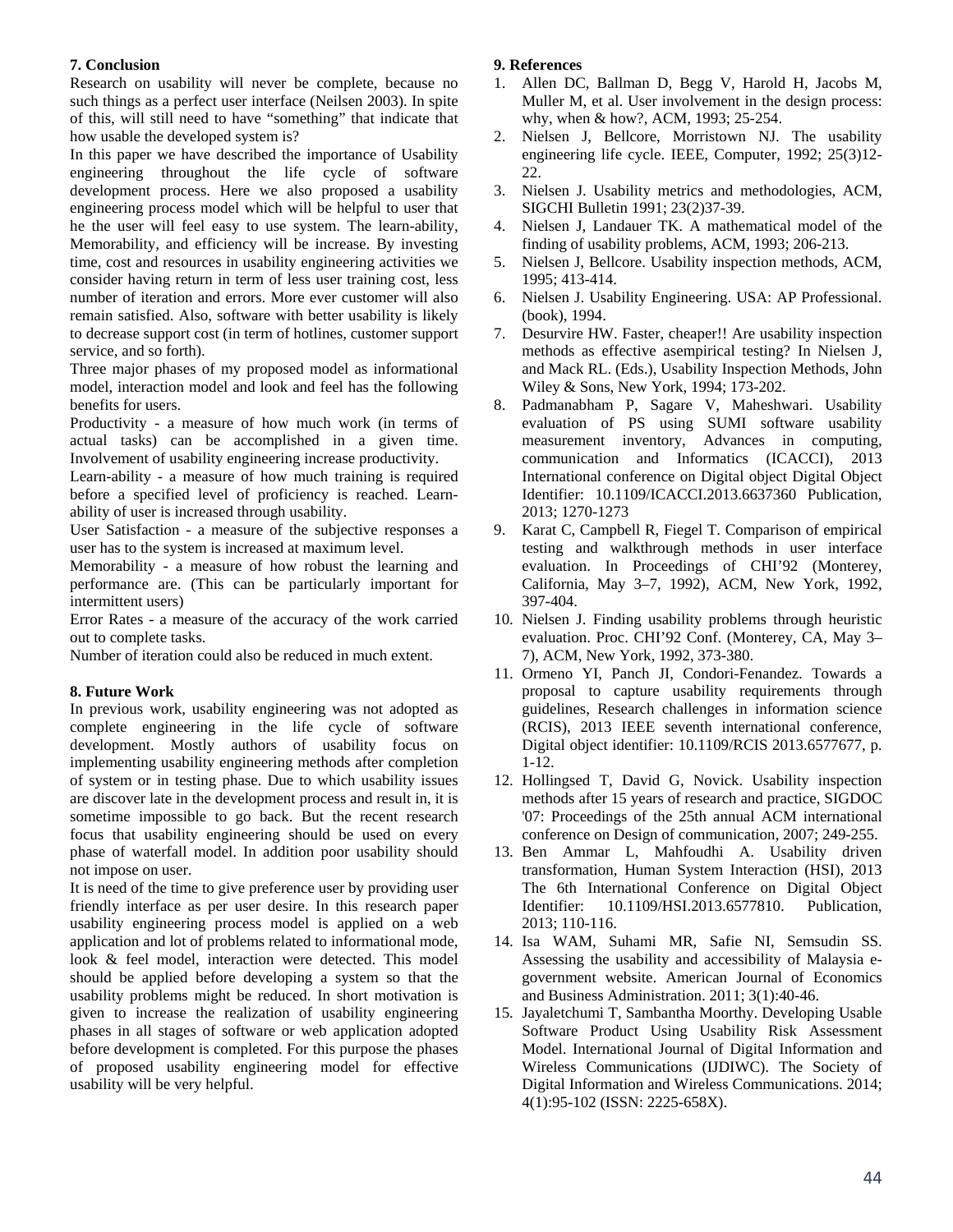## 7. Conclusion

Research on usability will never be complete, because no such things as a perfect user interface (Neilsen 2003). In spite of this, will still need to have "something" that indicate that how usable the developed system is?

In this paper we have described the importance of Usability engineering throughout the life cycle of software development process. Here we also proposed a usability engineering process model which will be helpful to user that he the user will feel easy to use system. The learn-ability, Memorability, and efficiency will be increase. By investing time, cost and resources in usability engineering activities we consider having return in term of less user training cost, less number of iteration and errors. More ever customer will also remain satisfied. Also, software with better usability is likely to decrease support cost (in term of hotlines, customer support service, and so forth).

Three major phases of my proposed model as informational model, interaction model and look and feel has the following benefits for users.

Productivity - a measure of how much work (in terms of actual tasks) can be accomplished in a given time. Involvement of usability engineering increase productivity.

Learn-ability - a measure of how much training is required before a specified level of proficiency is reached. Learn-ability of user is increased through usability.

User Satisfaction - a measure of the subjective responses a user has to the system is increased at maximum level.

Memorability - a measure of how robust the learning and performance are. (This can be particularly important for intermittent users)

Error Rates - a measure of the accuracy of the work carried out to complete tasks.

Number of iteration could also be reduced in much extent.

## 8. Future Work

In previous work, usability engineering was not adopted as complete engineering in the life cycle of software development. Mostly authors of usability focus on implementing usability engineering methods after completion of system or in testing phase. Due to which usability issues are discover late in the development process and result in, it is sometime impossible to go back. But the recent research focus that usability engineering should be used on every phase of waterfall model. In addition poor usability should not impose on user.

It is need of the time to give preference user by providing user friendly interface as per user desire. In this research paper usability engineering process model is applied on a web application and lot of problems related to informational mode, look & feel model, interaction were detected. This model should be applied before developing a system so that the usability problems might be reduced. In short motivation is given to increase the realization of usability engineering phases in all stages of software or web application adopted before development is completed. For this purpose the phases of proposed usability engineering model for effective usability will be very helpful.

## 9. References

1. Allen DC, Ballman D, Begg V, Harold H, Jacobs M, Muller M, et al. User involvement in the design process: why, when & how?, ACM, 1993; 25-254.
2. Nielsen J, Bellcore, Morristown NJ. The usability engineering life cycle. IEEE, Computer, 1992; 25(3)12-22.
3. Nielsen J. Usability metrics and methodologies, ACM, SIGCHI Bulletin 1991; 23(2)37-39.
4. Nielsen J, Landauer TK. A mathematical model of the finding of usability problems, ACM, 1993; 206-213.
5. Nielsen J, Bellcore. Usability inspection methods, ACM, 1995; 413-414.
6. Nielsen J. Usability Engineering. USA: AP Professional. (book), 1994.
7. Desurvire HW. Faster, cheaper!! Are usability inspection methods as effective asempirical testing? In Nielsen J, and Mack RL. (Eds.), Usability Inspection Methods, John Wiley & Sons, New York, 1994; 173-202.
8. Padmanabham P, Sagare V, Maheshwari. Usability evaluation of PS using SUMI software usability measurement inventory, Advances in computing, communication and Informatics (ICACCI), 2013 International conference on Digital object Digital Object Identifier: 10.1109/ICACCI.2013.6637360 Publication, 2013; 1270-1273
9. Karat C, Campbell R, Fiegel T. Comparison of empirical testing and walkthrough methods in user interface evaluation. In Proceedings of CHI'92 (Monterey, California, May 3–7, 1992), ACM, New York, 1992, 397-404.
10. Nielsen J. Finding usability problems through heuristic evaluation. Proc. CHI'92 Conf. (Monterey, CA, May 3–7), ACM, New York, 1992, 373-380.
11. Ormeno YI, Panch JI, Condori-Fenandez. Towards a proposal to capture usability requirements through guidelines, Research challenges in information science (RCIS), 2013 IEEE seventh international conference, Digital object identifier: 10.1109/RCIS 2013.6577677, p. 1-12.
12. Hollingsed T, David G, Novick. Usability inspection methods after 15 years of research and practice, SIGDOC '07: Proceedings of the 25th annual ACM international conference on Design of communication, 2007; 249-255.
13. Ben Ammar L, Mahfoudhi A. Usability driven transformation, Human System Interaction (HSI), 2013 The 6th International Conference on Digital Object Identifier: 10.1109/HSI.2013.6577810. Publication, 2013; 110-116.
14. Isa WAM, Suhami MR, Safie NI, Semsudin SS. Assessing the usability and accessibility of Malaysia e-government website. American Journal of Economics and Business Administration. 2011; 3(1):40-46.
15. Jayaletchumi T, Sambantha Moorthy. Developing Usable Software Product Using Usability Risk Assessment Model. International Journal of Digital Information and Wireless Communications (IJDIWC). The Society of Digital Information and Wireless Communications. 2014; 4(1):95-102 (ISSN: 2225-658X).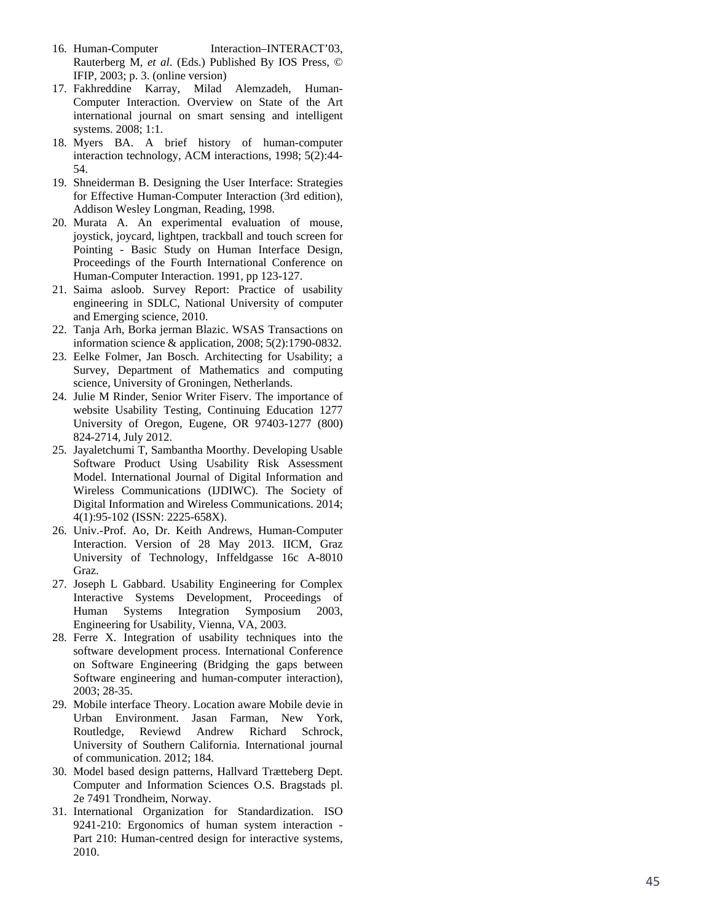16. Human-Computer Interaction–INTERACT’03, Rauterberg M, *et al*. (Eds.) Published By IOS Press, © IFIP, 2003; p. 3. (online version)
17. Fakhreddine Karray, Milad Alemzadeh, Human-Computer Interaction. Overview on State of the Art international journal on smart sensing and intelligent systems. 2008; 1:1.
18. Myers BA. A brief history of human-computer interaction technology, ACM interactions, 1998; 5(2):44-54.
19. Shneiderman B. Designing the User Interface: Strategies for Effective Human-Computer Interaction (3rd edition), Addison Wesley Longman, Reading, 1998.
20. Murata A. An experimental evaluation of mouse, joystick, joycard, lightpen, trackball and touch screen for Pointing - Basic Study on Human Interface Design, Proceedings of the Fourth International Conference on Human-Computer Interaction. 1991, pp 123-127.
21. Saima asloob. Survey Report: Practice of usability engineering in SDLC, National University of computer and Emerging science, 2010.
22. Tanja Arh, Borka jerman Blazic. WSAS Transactions on information science & application, 2008; 5(2):1790-0832.
23. Eelke Folmer, Jan Bosch. Architecting for Usability; a Survey, Department of Mathematics and computing science, University of Groningen, Netherlands.
24. Julie M Rinder, Senior Writer Fiserv. The importance of website Usability Testing, Continuing Education 1277 University of Oregon, Eugene, OR 97403-1277 (800) 824-2714, July 2012.
25. Jayaletchumi T, Sambantha Moorthy. Developing Usable Software Product Using Usability Risk Assessment Model. International Journal of Digital Information and Wireless Communications (IJDIWC). The Society of Digital Information and Wireless Communications. 2014; 4(1):95-102 (ISSN: 2225-658X).
26. Univ.-Prof. Ao, Dr. Keith Andrews, Human-Computer Interaction. Version of 28 May 2013. IICM, Graz University of Technology, Inffeldgasse 16c A-8010 Graz.
27. Joseph L Gabbard. Usability Engineering for Complex Interactive Systems Development, Proceedings of Human Systems Integration Symposium 2003, Engineering for Usability, Vienna, VA, 2003.
28. Ferre X. Integration of usability techniques into the software development process. International Conference on Software Engineering (Bridging the gaps between Software engineering and human-computer interaction), 2003; 28-35.
29. Mobile interface Theory. Location aware Mobile devie in Urban Environment. Jasan Farman, New York, Routledge, Reviewd Andrew Richard Schrock, University of Southern California. International journal of communication. 2012; 184.
30. Model based design patterns, Hallvard Trætteberg Dept. Computer and Information Sciences O.S. Bragstads pl. 2e 7491 Trondheim, Norway.
31. International Organization for Standardization. ISO 9241-210: Ergonomics of human system interaction - Part 210: Human-centred design for interactive systems, 2010.